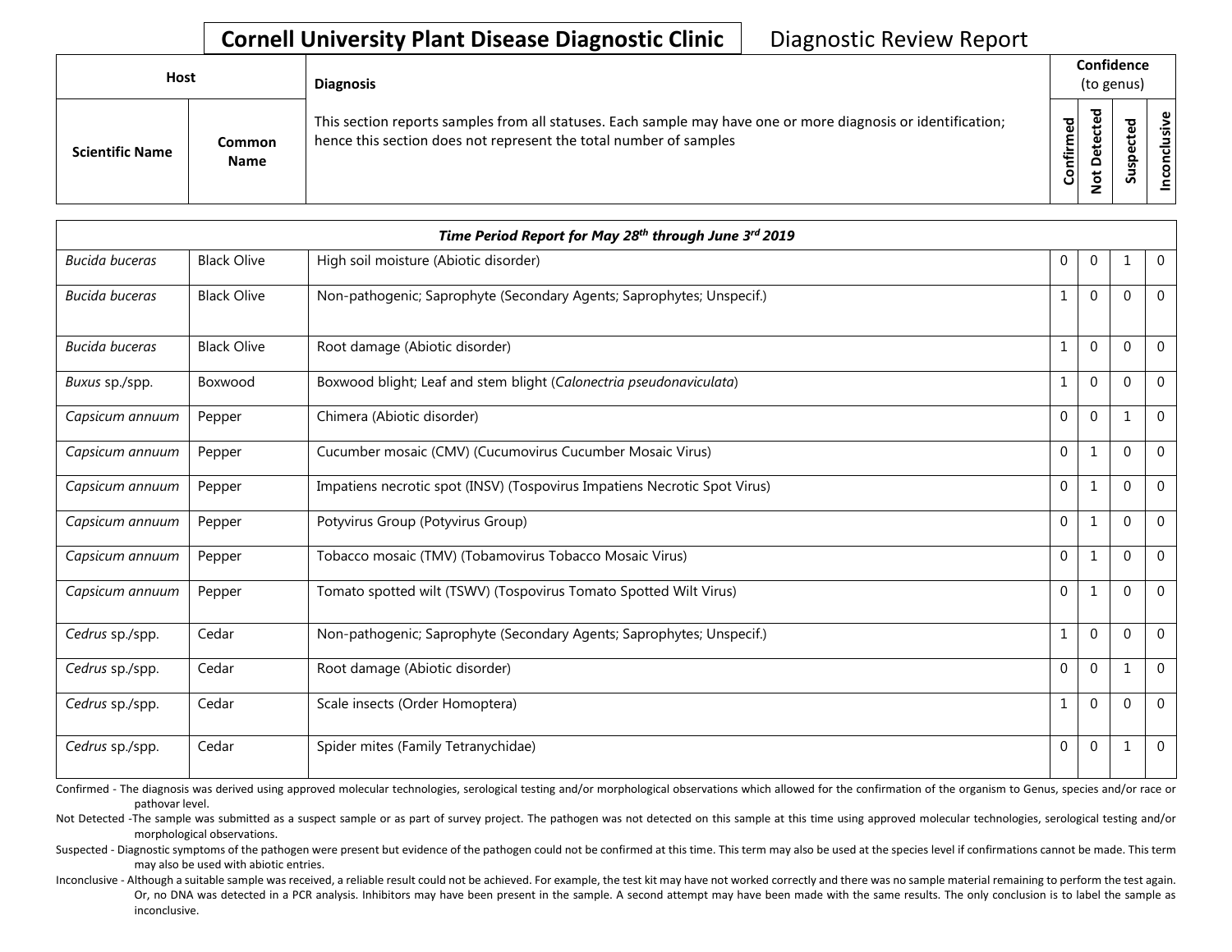# Cornell University Plant Disease Diagnostic Clinic — Diagnostic Review Report

| Host | | Diagnosis | Confidence (to genus) | | | |
|---|---|---|---|---|---|---|
| Scientific Name | Common Name | This section reports samples from all statuses. Each sample may have one or more diagnosis or identification; hence this section does not represent the total number of samples | Confirmed | Not Detected | Suspected | Inconclusive |
| *Time Period Report for May 28th through June 3rd 2019* | | | | | | |
| *Bucida buceras* | Black Olive | High soil moisture (Abiotic disorder) | 0 | 0 | 1 | 0 |
| *Bucida buceras* | Black Olive | Non-pathogenic; Saprophyte (Secondary Agents; Saprophytes; Unspecif.) | 1 | 0 | 0 | 0 |
| *Bucida buceras* | Black Olive | Root damage (Abiotic disorder) | 1 | 0 | 0 | 0 |
| *Buxus* sp./spp. | Boxwood | Boxwood blight; Leaf and stem blight (*Calonectria pseudonaviculata*) | 1 | 0 | 0 | 0 |
| *Capsicum annuum* | Pepper | Chimera (Abiotic disorder) | 0 | 0 | 1 | 0 |
| *Capsicum annuum* | Pepper | Cucumber mosaic (CMV) (Cucumovirus Cucumber Mosaic Virus) | 0 | 1 | 0 | 0 |
| *Capsicum annuum* | Pepper | Impatiens necrotic spot (INSV) (Tospovirus Impatiens Necrotic Spot Virus) | 0 | 1 | 0 | 0 |
| *Capsicum annuum* | Pepper | Potyvirus Group (Potyvirus Group) | 0 | 1 | 0 | 0 |
| *Capsicum annuum* | Pepper | Tobacco mosaic (TMV) (Tobamovirus Tobacco Mosaic Virus) | 0 | 1 | 0 | 0 |
| *Capsicum annuum* | Pepper | Tomato spotted wilt (TSWV) (Tospovirus Tomato Spotted Wilt Virus) | 0 | 1 | 0 | 0 |
| *Cedrus* sp./spp. | Cedar | Non-pathogenic; Saprophyte (Secondary Agents; Saprophytes; Unspecif.) | 1 | 0 | 0 | 0 |
| *Cedrus* sp./spp. | Cedar | Root damage (Abiotic disorder) | 0 | 0 | 1 | 0 |
| *Cedrus* sp./spp. | Cedar | Scale insects (Order Homoptera) | 1 | 0 | 0 | 0 |
| *Cedrus* sp./spp. | Cedar | Spider mites (Family Tetranychidae) | 0 | 0 | 1 | 0 |

Confirmed - The diagnosis was derived using approved molecular technologies, serological testing and/or morphological observations which allowed for the confirmation of the organism to Genus, species and/or race or pathovar level.

Not Detected -The sample was submitted as a suspect sample or as part of survey project. The pathogen was not detected on this sample at this time using approved molecular technologies, serological testing and/or morphological observations.

Suspected - Diagnostic symptoms of the pathogen were present but evidence of the pathogen could not be confirmed at this time. This term may also be used at the species level if confirmations cannot be made. This term may also be used with abiotic entries.

Inconclusive - Although a suitable sample was received, a reliable result could not be achieved. For example, the test kit may have not worked correctly and there was no sample material remaining to perform the test again. Or, no DNA was detected in a PCR analysis. Inhibitors may have been present in the sample. A second attempt may have been made with the same results. The only conclusion is to label the sample as inconclusive.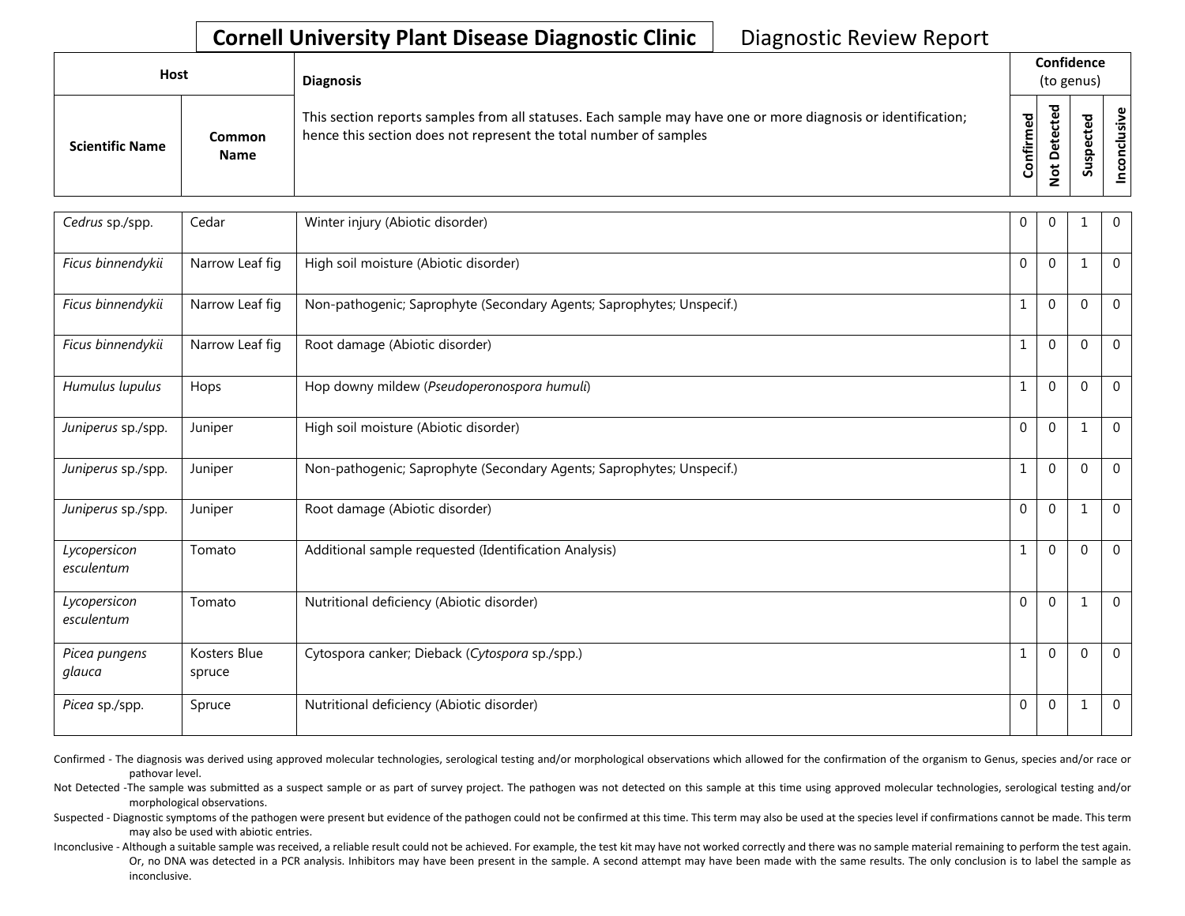**Cornell University Plant Disease Diagnostic Clinic** Diagnostic Review Report

| Host | | Diagnosis | Confidence (to genus) | | | |
|---|---|---|---|---|---|---|
| Scientific Name | Common Name | This section reports samples from all statuses. Each sample may have one or more diagnosis or identification; hence this section does not represent the total number of samples | Confirmed | Not Detected | Suspected | Inconclusive |
| *Cedrus* sp./spp. | Cedar | Winter injury (Abiotic disorder) | 0 | 0 | 1 | 0 |
| *Ficus binnendykii* | Narrow Leaf fig | High soil moisture (Abiotic disorder) | 0 | 0 | 1 | 0 |
| *Ficus binnendykii* | Narrow Leaf fig | Non-pathogenic; Saprophyte (Secondary Agents; Saprophytes; Unspecif.) | 1 | 0 | 0 | 0 |
| *Ficus binnendykii* | Narrow Leaf fig | Root damage (Abiotic disorder) | 1 | 0 | 0 | 0 |
| *Humulus lupulus* | Hops | Hop downy mildew (*Pseudoperonospora humuli*) | 1 | 0 | 0 | 0 |
| *Juniperus* sp./spp. | Juniper | High soil moisture (Abiotic disorder) | 0 | 0 | 1 | 0 |
| *Juniperus* sp./spp. | Juniper | Non-pathogenic; Saprophyte (Secondary Agents; Saprophytes; Unspecif.) | 1 | 0 | 0 | 0 |
| *Juniperus* sp./spp. | Juniper | Root damage (Abiotic disorder) | 0 | 0 | 1 | 0 |
| *Lycopersicon esculentum* | Tomato | Additional sample requested (Identification Analysis) | 1 | 0 | 0 | 0 |
| *Lycopersicon esculentum* | Tomato | Nutritional deficiency (Abiotic disorder) | 0 | 0 | 1 | 0 |
| *Picea pungens glauca* | Kosters Blue spruce | Cytospora canker; Dieback (*Cytospora* sp./spp.) | 1 | 0 | 0 | 0 |
| *Picea* sp./spp. | Spruce | Nutritional deficiency (Abiotic disorder) | 0 | 0 | 1 | 0 |

Confirmed - The diagnosis was derived using approved molecular technologies, serological testing and/or morphological observations which allowed for the confirmation of the organism to Genus, species and/or race or pathovar level.

Not Detected -The sample was submitted as a suspect sample or as part of survey project. The pathogen was not detected on this sample at this time using approved molecular technologies, serological testing and/or morphological observations.

Suspected - Diagnostic symptoms of the pathogen were present but evidence of the pathogen could not be confirmed at this time. This term may also be used at the species level if confirmations cannot be made. This term may also be used with abiotic entries.

Inconclusive - Although a suitable sample was received, a reliable result could not be achieved. For example, the test kit may have not worked correctly and there was no sample material remaining to perform the test again. Or, no DNA was detected in a PCR analysis. Inhibitors may have been present in the sample. A second attempt may have been made with the same results. The only conclusion is to label the sample as inconclusive.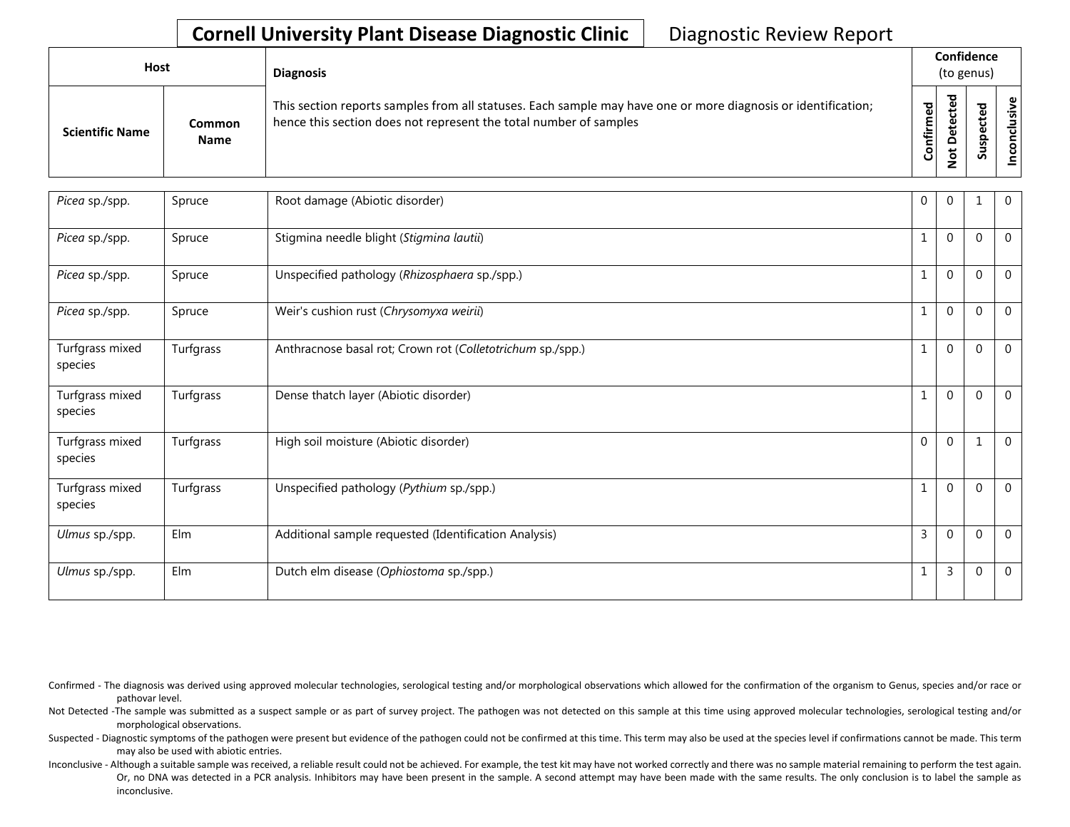**Cornell University Plant Disease Diagnostic Clinic** Diagnostic Review Report

| Host | | Diagnosis | Confidence (to genus) | | | |
|---|---|---|---|---|---|---|
| Scientific Name | Common Name | This section reports samples from all statuses. Each sample may have one or more diagnosis or identification; hence this section does not represent the total number of samples | Confirmed | Not Detected | Suspected | Inconclusive |
| *Picea* sp./spp. | Spruce | Root damage (Abiotic disorder) | 0 | 0 | 1 | 0 |
| *Picea* sp./spp. | Spruce | Stigmina needle blight (*Stigmina lautii*) | 1 | 0 | 0 | 0 |
| *Picea* sp./spp. | Spruce | Unspecified pathology (*Rhizosphaera* sp./spp.) | 1 | 0 | 0 | 0 |
| *Picea* sp./spp. | Spruce | Weir's cushion rust (*Chrysomyxa weirii*) | 1 | 0 | 0 | 0 |
| Turfgrass mixed species | Turfgrass | Anthracnose basal rot; Crown rot (*Colletotrichum* sp./spp.) | 1 | 0 | 0 | 0 |
| Turfgrass mixed species | Turfgrass | Dense thatch layer (Abiotic disorder) | 1 | 0 | 0 | 0 |
| Turfgrass mixed species | Turfgrass | High soil moisture (Abiotic disorder) | 0 | 0 | 1 | 0 |
| Turfgrass mixed species | Turfgrass | Unspecified pathology (*Pythium* sp./spp.) | 1 | 0 | 0 | 0 |
| *Ulmus* sp./spp. | Elm | Additional sample requested (Identification Analysis) | 3 | 0 | 0 | 0 |
| *Ulmus* sp./spp. | Elm | Dutch elm disease (*Ophiostoma* sp./spp.) | 1 | 3 | 0 | 0 |

Confirmed - The diagnosis was derived using approved molecular technologies, serological testing and/or morphological observations which allowed for the confirmation of the organism to Genus, species and/or race or pathovar level.

Not Detected -The sample was submitted as a suspect sample or as part of survey project. The pathogen was not detected on this sample at this time using approved molecular technologies, serological testing and/or morphological observations.

Suspected - Diagnostic symptoms of the pathogen were present but evidence of the pathogen could not be confirmed at this time. This term may also be used at the species level if confirmations cannot be made. This term may also be used with abiotic entries.

Inconclusive - Although a suitable sample was received, a reliable result could not be achieved. For example, the test kit may have not worked correctly and there was no sample material remaining to perform the test again. Or, no DNA was detected in a PCR analysis. Inhibitors may have been present in the sample. A second attempt may have been made with the same results. The only conclusion is to label the sample as inconclusive.